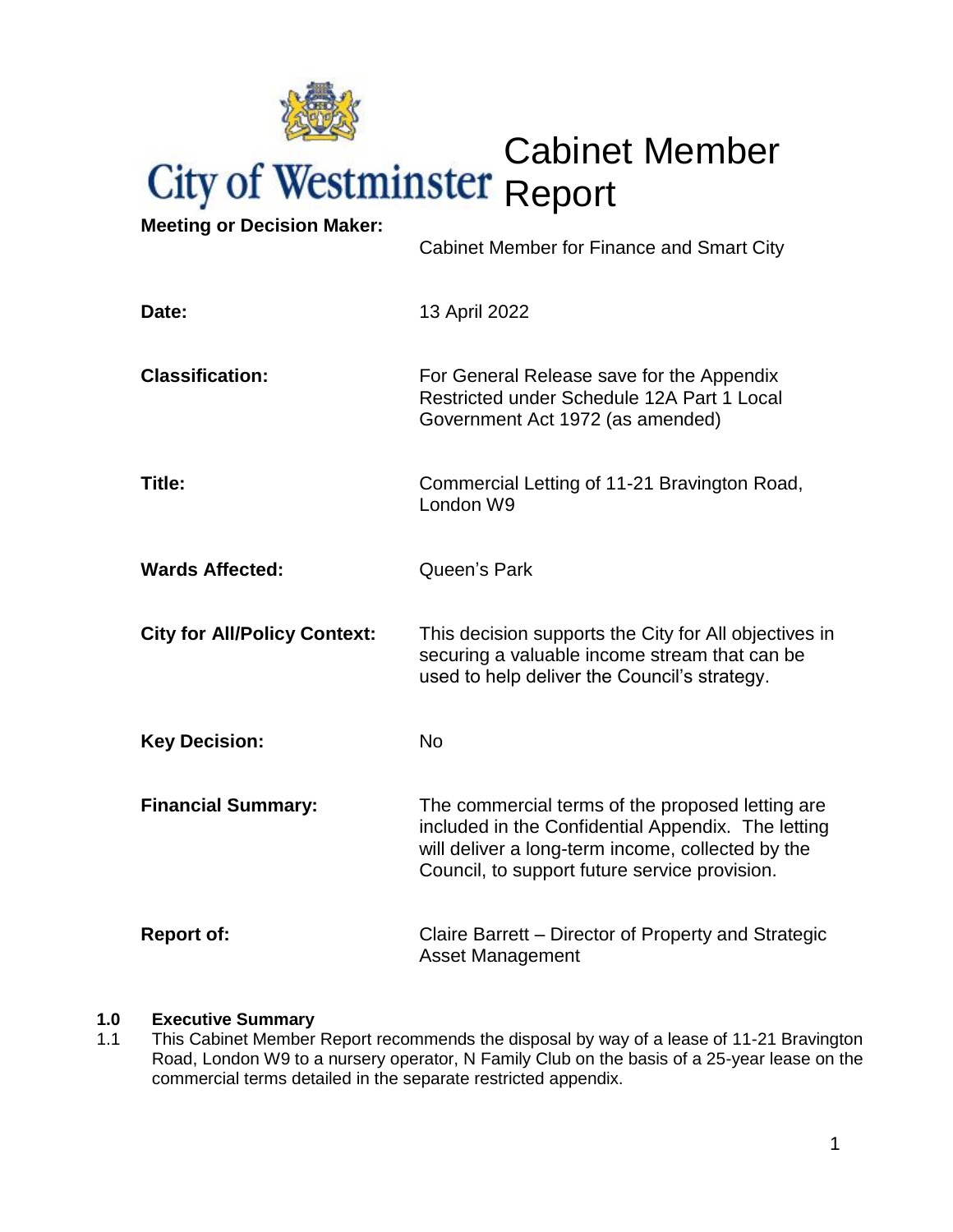City of Westminster

# Cabinet Member Report

| | |
|---|---|
| **Meeting or Decision Maker:** | Cabinet Member for Finance and Smart City |
| **Date:** | 13 April 2022 |
| **Classification:** | For General Release save for the Appendix Restricted under Schedule 12A Part 1 Local Government Act 1972 (as amended) |
| **Title:** | Commercial Letting of 11-21 Bravington Road, London W9 |
| **Wards Affected:** | Queen's Park |
| **City for All/Policy Context:** | This decision supports the City for All objectives in securing a valuable income stream that can be used to help deliver the Council's strategy. |
| **Key Decision:** | No |
| **Financial Summary:** | The commercial terms of the proposed letting are included in the Confidential Appendix. The letting will deliver a long-term income, collected by the Council, to support future service provision. |
| **Report of:** | Claire Barrett – Director of Property and Strategic Asset Management |

## 1.0 Executive Summary

1.1 This Cabinet Member Report recommends the disposal by way of a lease of 11-21 Bravington Road, London W9 to a nursery operator, N Family Club on the basis of a 25-year lease on the commercial terms detailed in the separate restricted appendix.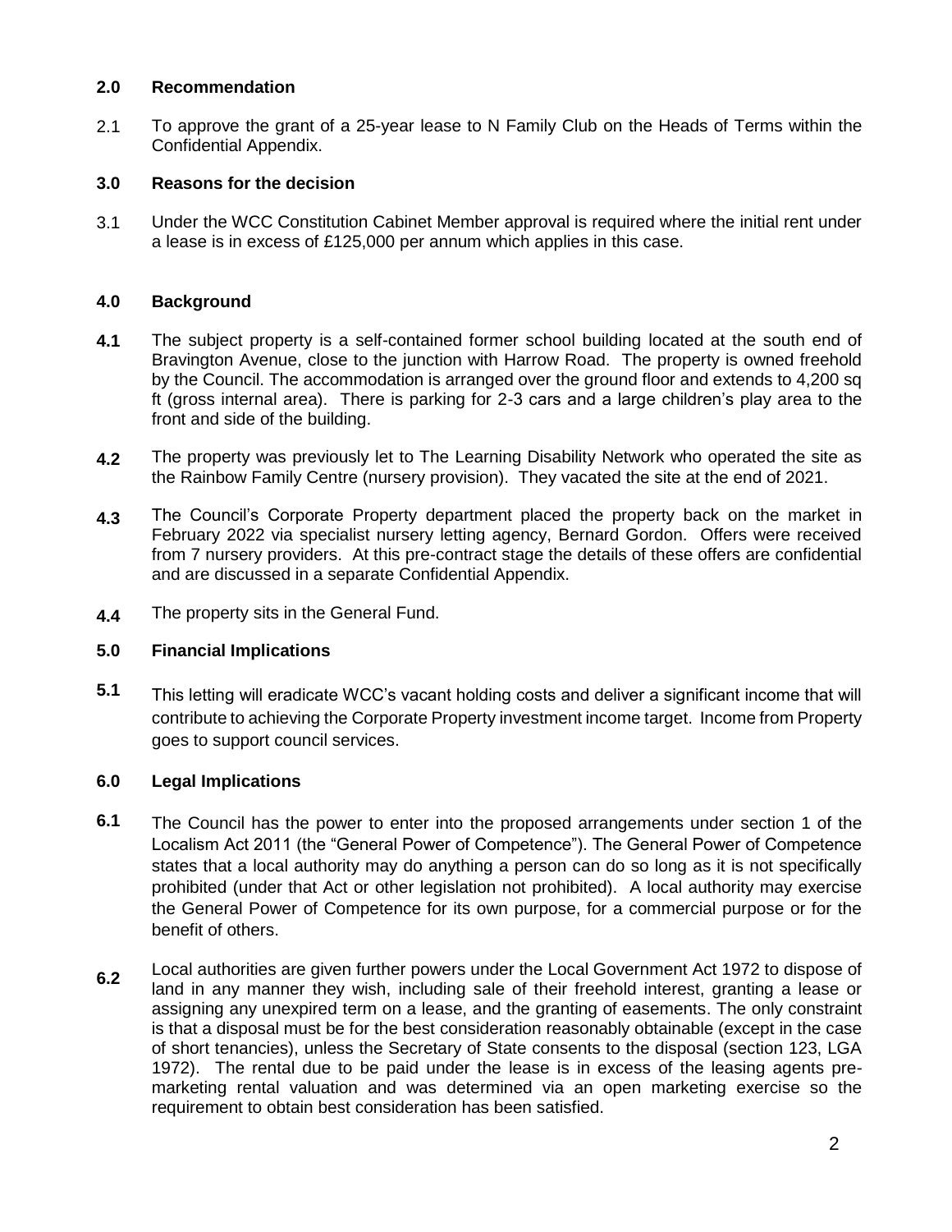## 2.0 Recommendation

2.1 To approve the grant of a 25-year lease to N Family Club on the Heads of Terms within the Confidential Appendix.

## 3.0 Reasons for the decision

3.1 Under the WCC Constitution Cabinet Member approval is required where the initial rent under a lease is in excess of £125,000 per annum which applies in this case.

## 4.0 Background

**4.1** The subject property is a self-contained former school building located at the south end of Bravington Avenue, close to the junction with Harrow Road. The property is owned freehold by the Council. The accommodation is arranged over the ground floor and extends to 4,200 sq ft (gross internal area). There is parking for 2-3 cars and a large children's play area to the front and side of the building.

**4.2** The property was previously let to The Learning Disability Network who operated the site as the Rainbow Family Centre (nursery provision). They vacated the site at the end of 2021.

**4.3** The Council's Corporate Property department placed the property back on the market in February 2022 via specialist nursery letting agency, Bernard Gordon. Offers were received from 7 nursery providers. At this pre-contract stage the details of these offers are confidential and are discussed in a separate Confidential Appendix.

**4.4** The property sits in the General Fund.

## 5.0 Financial Implications

**5.1** This letting will eradicate WCC's vacant holding costs and deliver a significant income that will contribute to achieving the Corporate Property investment income target. Income from Property goes to support council services.

## 6.0 Legal Implications

**6.1** The Council has the power to enter into the proposed arrangements under section 1 of the Localism Act 2011 (the "General Power of Competence"). The General Power of Competence states that a local authority may do anything a person can do so long as it is not specifically prohibited (under that Act or other legislation not prohibited). A local authority may exercise the General Power of Competence for its own purpose, for a commercial purpose or for the benefit of others.

**6.2** Local authorities are given further powers under the Local Government Act 1972 to dispose of land in any manner they wish, including sale of their freehold interest, granting a lease or assigning any unexpired term on a lease, and the granting of easements. The only constraint is that a disposal must be for the best consideration reasonably obtainable (except in the case of short tenancies), unless the Secretary of State consents to the disposal (section 123, LGA 1972). The rental due to be paid under the lease is in excess of the leasing agents pre-marketing rental valuation and was determined via an open marketing exercise so the requirement to obtain best consideration has been satisfied.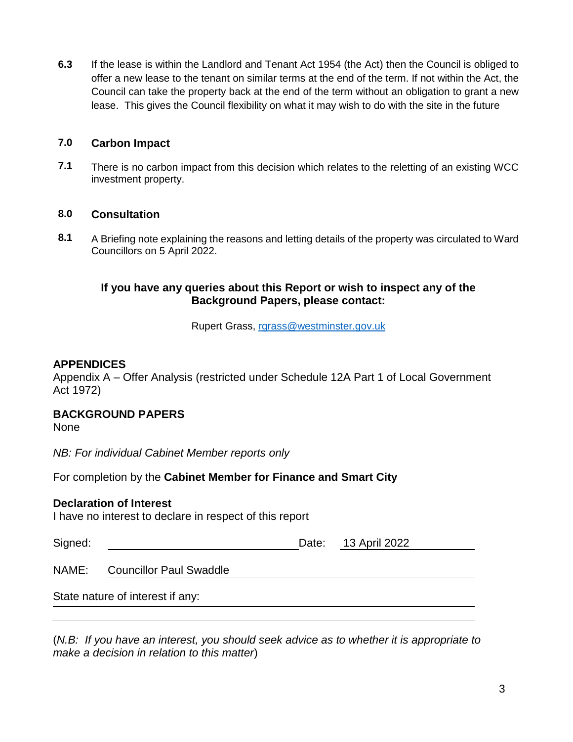**6.3** If the lease is within the Landlord and Tenant Act 1954 (the Act) then the Council is obliged to offer a new lease to the tenant on similar terms at the end of the term. If not within the Act, the Council can take the property back at the end of the term without an obligation to grant a new lease. This gives the Council flexibility on what it may wish to do with the site in the future

## 7.0 Carbon Impact

**7.1** There is no carbon impact from this decision which relates to the reletting of an existing WCC investment property.

## 8.0 Consultation

**8.1** A Briefing note explaining the reasons and letting details of the property was circulated to Ward Councillors on 5 April 2022.

**If you have any queries about this Report or wish to inspect any of the Background Papers, please contact:**

Rupert Grass, rgrass@westminster.gov.uk

**APPENDICES**

Appendix A – Offer Analysis (restricted under Schedule 12A Part 1 of Local Government Act 1972)

**BACKGROUND PAPERS**

None

*NB: For individual Cabinet Member reports only*

For completion by the **Cabinet Member for Finance and Smart City**

**Declaration of Interest**

I have no interest to declare in respect of this report

Signed: ______________________ Date: 13 April 2022

NAME: Councillor Paul Swaddle

State nature of interest if any: ______________________

(*N.B: If you have an interest, you should seek advice as to whether it is appropriate to make a decision in relation to this matter*)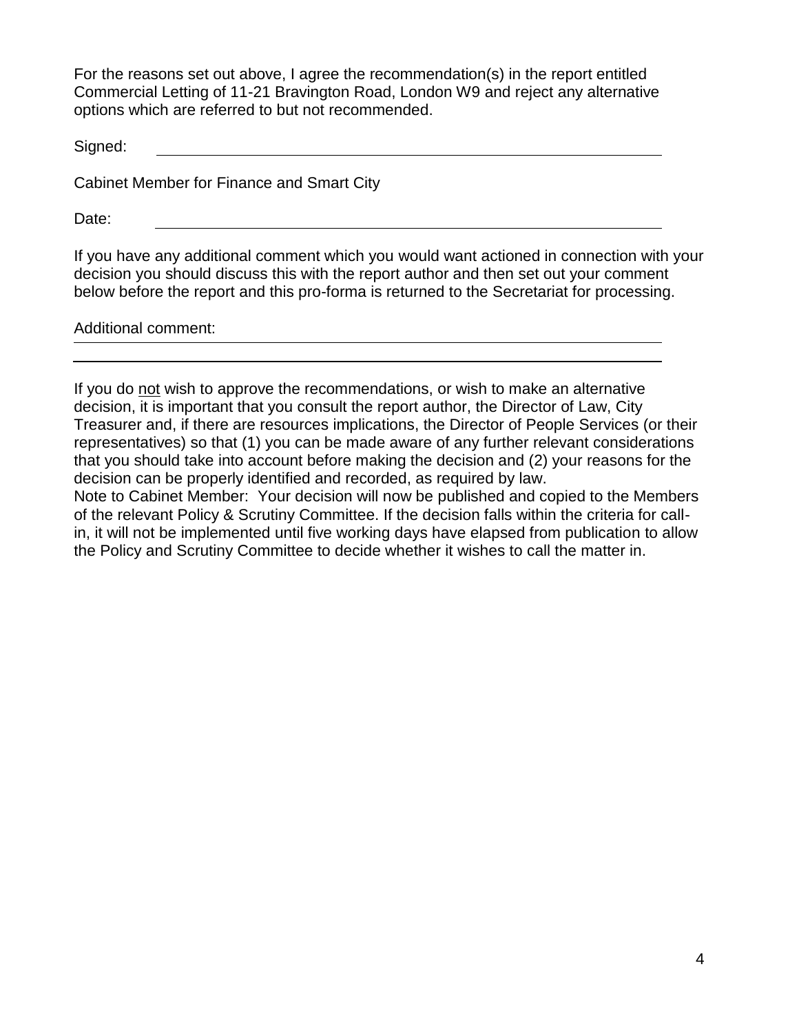For the reasons set out above, I agree the recommendation(s) in the report entitled Commercial Letting of 11-21 Bravington Road, London W9 and reject any alternative options which are referred to but not recommended.

Signed: ______________________________________________

Cabinet Member for Finance and Smart City

Date: ______________________________________________

If you have any additional comment which you would want actioned in connection with your decision you should discuss this with the report author and then set out your comment below before the report and this pro-forma is returned to the Secretariat for processing.

Additional comment: ______________________________________________

______________________________________________

If you do not wish to approve the recommendations, or wish to make an alternative decision, it is important that you consult the report author, the Director of Law, City Treasurer and, if there are resources implications, the Director of People Services (or their representatives) so that (1) you can be made aware of any further relevant considerations that you should take into account before making the decision and (2) your reasons for the decision can be properly identified and recorded, as required by law.

Note to Cabinet Member: Your decision will now be published and copied to the Members of the relevant Policy & Scrutiny Committee. If the decision falls within the criteria for call-in, it will not be implemented until five working days have elapsed from publication to allow the Policy and Scrutiny Committee to decide whether it wishes to call the matter in.